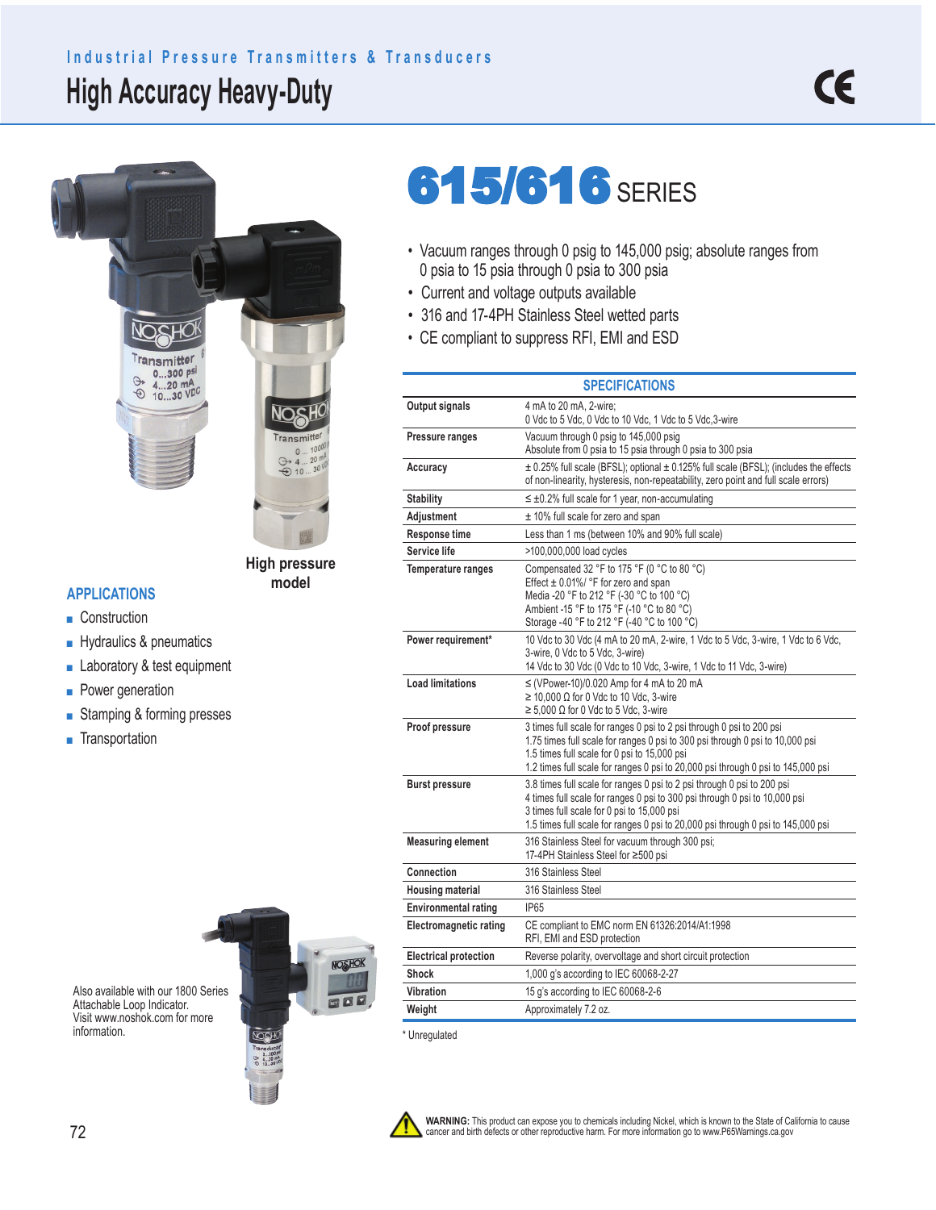Industrial Pressure Transmitters & Transducers

# High Accuracy Heavy-Duty

CE

# 615/616 SERIES

- Vacuum ranges through 0 psig to 145,000 psig; absolute ranges from 0 psia to 15 psia through 0 psia to 300 psia
- Current and voltage outputs available
- 316 and 17-4PH Stainless Steel wetted parts
- CE compliant to suppress RFI, EMI and ESD

High pressure model

## APPLICATIONS

- Construction
- Hydraulics & pneumatics
- Laboratory & test equipment
- Power generation
- Stamping & forming presses
- Transportation

## SPECIFICATIONS

| | |
|---|---|
| **Output signals** | 4 mA to 20 mA, 2-wire;<br>0 Vdc to 5 Vdc, 0 Vdc to 10 Vdc, 1 Vdc to 5 Vdc,3-wire |
| **Pressure ranges** | Vacuum through 0 psig to 145,000 psig<br>Absolute from 0 psia to 15 psia through 0 psia to 300 psia |
| **Accuracy** | ± 0.25% full scale (BFSL); optional ± 0.125% full scale (BFSL); (includes the effects of non-linearity, hysteresis, non-repeatability, zero point and full scale errors) |
| **Stability** | ≤ ±0.2% full scale for 1 year, non-accumulating |
| **Adjustment** | ± 10% full scale for zero and span |
| **Response time** | Less than 1 ms (between 10% and 90% full scale) |
| **Service life** | >100,000,000 load cycles |
| **Temperature ranges** | Compensated 32 °F to 175 °F (0 °C to 80 °C)<br>Effect ± 0.01%/ °F for zero and span<br>Media -20 °F to 212 °F (-30 °C to 100 °C)<br>Ambient -15 °F to 175 °F (-10 °C to 80 °C)<br>Storage -40 °F to 212 °F (-40 °C to 100 °C) |
| **Power requirement*** | 10 Vdc to 30 Vdc (4 mA to 20 mA, 2-wire, 1 Vdc to 5 Vdc, 3-wire, 1 Vdc to 6 Vdc, 3-wire, 0 Vdc to 5 Vdc, 3-wire)<br>14 Vdc to 30 Vdc (0 Vdc to 10 Vdc, 3-wire, 1 Vdc to 11 Vdc, 3-wire) |
| **Load limitations** | ≤ (VPower-10)/0.020 Amp for 4 mA to 20 mA<br>≥ 10,000 Ω for 0 Vdc to 10 Vdc, 3-wire<br>≥ 5,000 Ω for 0 Vdc to 5 Vdc, 3-wire |
| **Proof pressure** | 3 times full scale for ranges 0 psi to 2 psi through 0 psi to 200 psi<br>1.75 times full scale for ranges 0 psi to 300 psi through 0 psi to 10,000 psi<br>1.5 times full scale for 0 psi to 15,000 psi<br>1.2 times full scale for ranges 0 psi to 20,000 psi through 0 psi to 145,000 psi |
| **Burst pressure** | 3.8 times full scale for ranges 0 psi to 2 psi through 0 psi to 200 psi<br>4 times full scale for ranges 0 psi to 300 psi through 0 psi to 10,000 psi<br>3 times full scale for 0 psi to 15,000 psi<br>1.5 times full scale for ranges 0 psi to 20,000 psi through 0 psi to 145,000 psi |
| **Measuring element** | 316 Stainless Steel for vacuum through 300 psi;<br>17-4PH Stainless Steel for ≥500 psi |
| **Connection** | 316 Stainless Steel |
| **Housing material** | 316 Stainless Steel |
| **Environmental rating** | IP65 |
| **Electromagnetic rating** | CE compliant to EMC norm EN 61326:2014/A1:1998<br>RFI, EMI and ESD protection |
| **Electrical protection** | Reverse polarity, overvoltage and short circuit protection |
| **Shock** | 1,000 g's according to IEC 60068-2-27 |
| **Vibration** | 15 g's according to IEC 60068-2-6 |
| **Weight** | Approximately 7.2 oz. |

\* Unregulated

Also available with our 1800 Series Attachable Loop Indicator. Visit www.noshok.com for more information.

**WARNING:** This product can expose you to chemicals including Nickel, which is known to the State of California to cause cancer and birth defects or other reproductive harm. For more information go to www.P65Warnings.ca.gov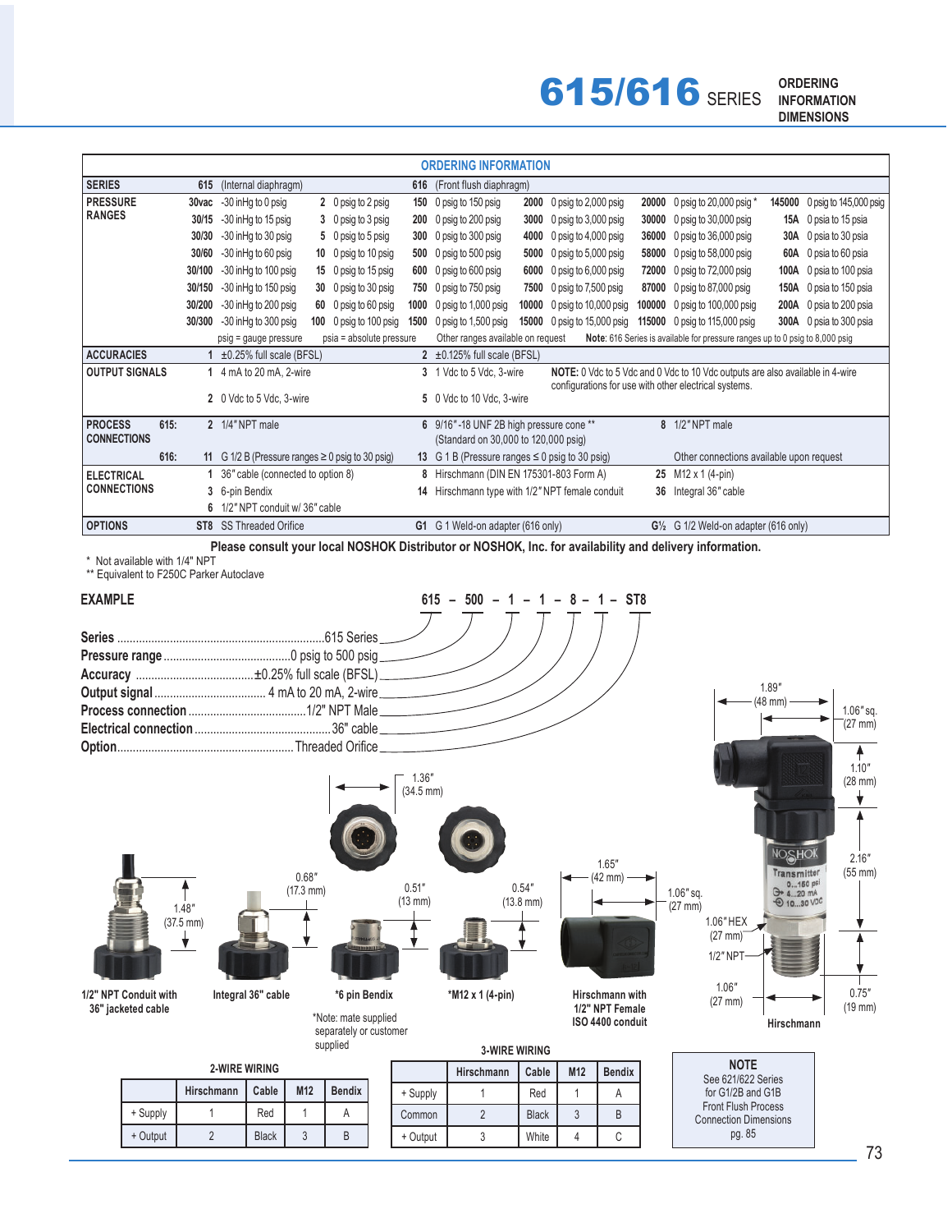# 615/616 SERIES

ORDERING INFORMATION
DIMENSIONS

## ORDERING INFORMATION

| | | | | | | | | | | | | |
|---|---|---|---|---|---|---|---|---|---|---|---|---|
| **SERIES** | 615 | (Internal diaphragm) | | | 616 | (Front flush diaphragm) | | | | | | |
| **PRESSURE RANGES** | 30vac | -30 inHg to 0 psig | 2 | 0 psig to 2 psig | 150 | 0 psig to 150 psig | 2000 | 0 psig to 2,000 psig | 20000 | 0 psig to 20,000 psig * | 145000 | 0 psig to 145,000 psig |
| | 30/15 | -30 inHg to 15 psig | 3 | 0 psig to 3 psig | 200 | 0 psig to 200 psig | 3000 | 0 psig to 3,000 psig | 30000 | 0 psig to 30,000 psig | 15A | 0 psia to 15 psia |
| | 30/30 | -30 inHg to 30 psig | 5 | 0 psig to 5 psig | 300 | 0 psig to 300 psig | 4000 | 0 psig to 4,000 psig | 36000 | 0 psig to 36,000 psig | 30A | 0 psia to 30 psia |
| | 30/60 | -30 inHg to 60 psig | 10 | 0 psig to 10 psig | 500 | 0 psig to 500 psig | 5000 | 0 psig to 5,000 psig | 58000 | 0 psig to 58,000 psig | 60A | 0 psia to 60 psia |
| | 30/100 | -30 inHg to 100 psig | 15 | 0 psig to 15 psig | 600 | 0 psig to 600 psig | 6000 | 0 psig to 6,000 psig | 72000 | 0 psig to 72,000 psig | 100A | 0 psia to 100 psia |
| | 30/150 | -30 inHg to 150 psig | 30 | 0 psig to 30 psig | 750 | 0 psig to 750 psig | 7500 | 0 psig to 7,500 psig | 87000 | 0 psig to 87,000 psig | 150A | 0 psia to 150 psia |
| | 30/200 | -30 inHg to 200 psig | 60 | 0 psig to 60 psig | 1000 | 0 psig to 1,000 psig | 10000 | 0 psig to 10,000 psig | 100000 | 0 psig to 100,000 psig | 200A | 0 psia to 200 psia |
| | 30/300 | -30 inHg to 300 psig | 100 | 0 psig to 100 psig | 1500 | 0 psig to 1,500 psig | 15000 | 0 psig to 15,000 psig | 115000 | 0 psig to 115,000 psig | 300A | 0 psia to 300 psia |
| | | psig = gauge pressure | | psia = absolute pressure | | Other ranges available on request | | **Note**: 616 Series is available for pressure ranges up to 0 psig to 8,000 psig | | | | |
| **ACCURACIES** | 1 | ±0.25% full scale (BFSL) | | | 2 | ±0.125% full scale (BFSL) | | | | | | |
| **OUTPUT SIGNALS** | 1 | 4 mA to 20 mA, 2-wire | | | 3 | 1 Vdc to 5 Vdc, 3-wire | | **NOTE:** 0 Vdc to 5 Vdc and 0 Vdc to 10 Vdc outputs are also available in 4-wire configurations for use with other electrical systems. | | | | |
| | 2 | 0 Vdc to 5 Vdc, 3-wire | | | 5 | 0 Vdc to 10 Vdc, 3-wire | | | | | | |
| **PROCESS CONNECTIONS** 615: | 2 | 1/4" NPT male | | | 6 | 9/16"-18 UNF 2B high pressure cone ** (Standard on 30,000 to 120,000 psig) | | 8 | 1/2" NPT male | | | |
| 616: | 11 | G 1/2 B (Pressure ranges ≥ 0 psig to 30 psig) | | | 13 | G 1 B (Pressure ranges ≤ 0 psig to 30 psig) | | | Other connections available upon request | | | |
| **ELECTRICAL CONNECTIONS** | 1 | 36" cable (connected to option 8) | | | 8 | Hirschmann (DIN EN 175301-803 Form A) | | 25 | M12 x 1 (4-pin) | | | |
| | 3 | 6-pin Bendix | | | 14 | Hirschmann type with 1/2" NPT female conduit | | 36 | Integral 36" cable | | | |
| | 6 | 1/2" NPT conduit w/ 36" cable | | | | | | | | | | |
| **OPTIONS** | ST8 | SS Threaded Orifice | | | G1 | G 1 Weld-on adapter (616 only) | | G1½ | G 1/2 Weld-on adapter (616 only) | | | |

**Please consult your local NOSHOK Distributor or NOSHOK, Inc. for availability and delivery information.**

\* Not available with 1/4" NPT
** Equivalent to F250C Parker Autoclave

## EXAMPLE

615 – 500 – 1 – 1 – 8 – 1 – ST8

- **Series** ........ 615 Series
- **Pressure range** ........ 0 psig to 500 psig
- **Accuracy** ........ ±0.25% full scale (BFSL)
- **Output signal** ........ 4 mA to 20 mA, 2-wire
- **Process connection** ........ 1/2" NPT Male
- **Electrical connection** ........ 36" cable
- **Option** ........ Threaded Orifice

1.48" (37.5 mm)
**1/2" NPT Conduit with 36" jacketed cable**

0.68" (17.3 mm)
**Integral 36" cable**

1.36" (34.5 mm)
0.51" (13 mm)
**\*6 pin Bendix**

0.54" (13.8 mm)
**\*M12 x 1 (4-pin)**

\*Note: mate supplied separately or customer supplied

1.65" (42 mm)
1.06" sq. (27 mm)
**Hirschmann with 1/2" NPT Female ISO 4400 conduit**

1.89" (48 mm)
1.06" sq. (27 mm)
1.10" (28 mm)
2.16" (55 mm)
1.06" HEX (27 mm)
1/2" NPT
1.06" (27 mm)
0.75" (19 mm)
**Hirschmann**

### 2-WIRE WIRING

| | Hirschmann | Cable | M12 | Bendix |
|---|---|---|---|---|
| + Supply | 1 | Red | 1 | A |
| + Output | 2 | Black | 3 | B |

### 3-WIRE WIRING

| | Hirschmann | Cable | M12 | Bendix |
|---|---|---|---|---|
| + Supply | 1 | Red | 1 | A |
| Common | 2 | Black | 3 | B |
| + Output | 3 | White | 4 | C |

**NOTE**
See 621/622 Series for G1/2B and G1B Front Flush Process Connection Dimensions pg. 85